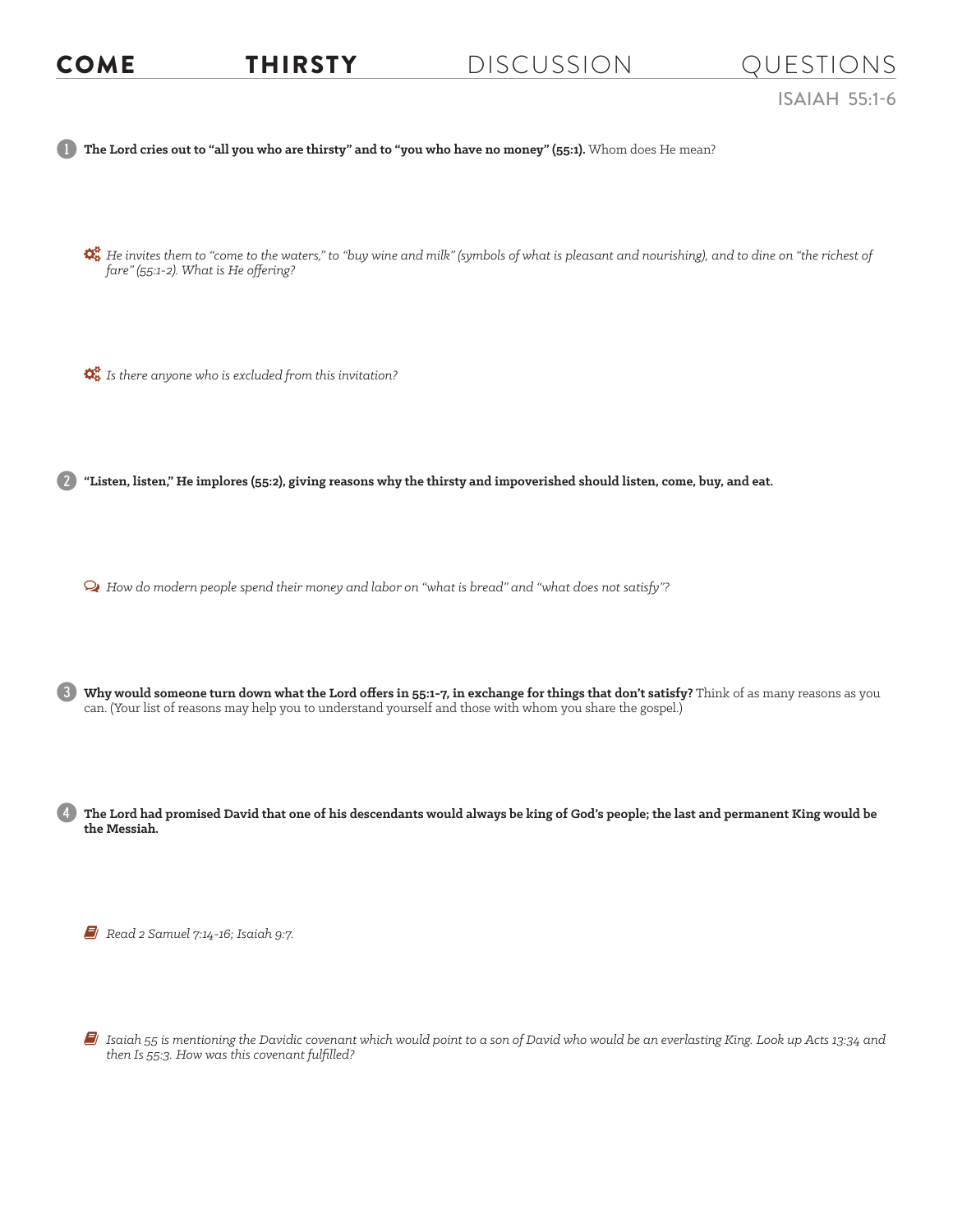# COME THIRSTY DISCUSSION QUESTIONS

## ISAIAH 55:1-6

1. **The Lord cries out to "all you who are thirsty" and to "you who have no money" (55:1).** Whom does He mean?

   *He invites them to "come to the waters," to "buy wine and milk" (symbols of what is pleasant and nourishing), and to dine on "the richest of fare" (55:1-2). What is He offering?*

   *Is there anyone who is excluded from this invitation?*

2. **"Listen, listen," He implores (55:2), giving reasons why the thirsty and impoverished should listen, come, buy, and eat.**

   *How do modern people spend their money and labor on "what is bread" and "what does not satisfy"?*

3. **Why would someone turn down what the Lord offers in 55:1-7, in exchange for things that don't satisfy?** Think of as many reasons as you can. (Your list of reasons may help you to understand yourself and those with whom you share the gospel.)

4. **The Lord had promised David that one of his descendants would always be king of God's people; the last and permanent King would be the Messiah.**

   *Read 2 Samuel 7:14-16; Isaiah 9:7.*

   *Isaiah 55 is mentioning the Davidic covenant which would point to a son of David who would be an everlasting King. Look up Acts 13:34 and then Is 55:3. How was this covenant fulfilled?*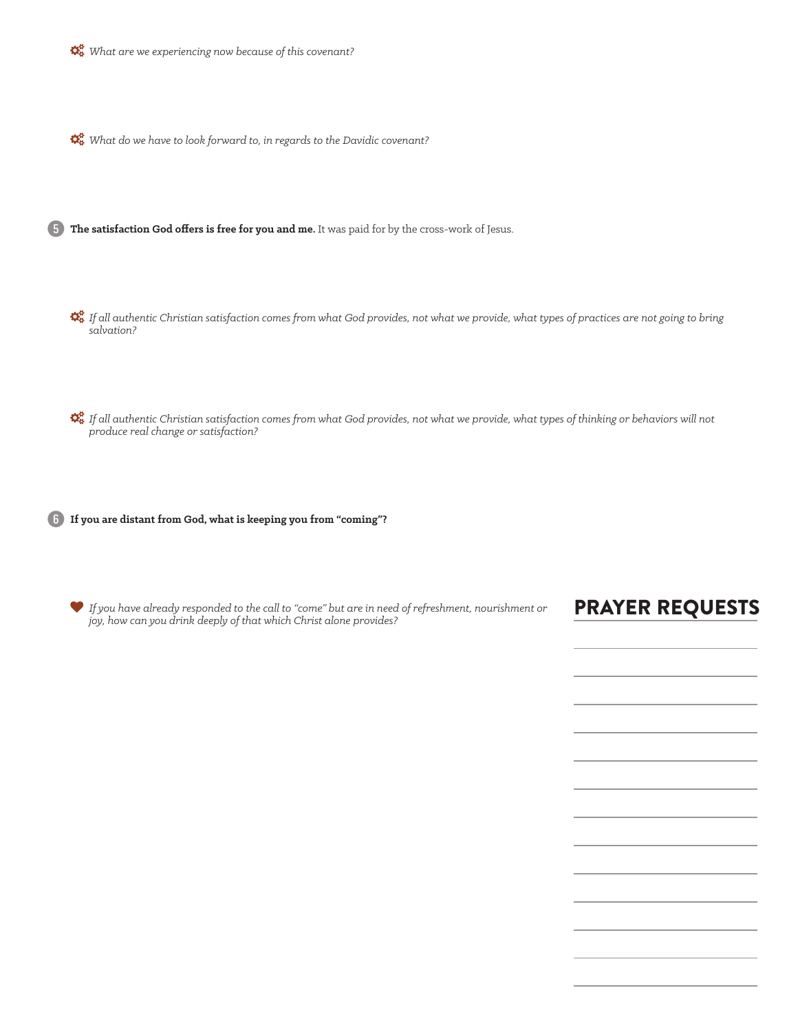*What are we experiencing now because of this covenant?*

*What do we have to look forward to, in regards to the Davidic covenant?*

5. **The satisfaction God offers is free for you and me.** It was paid for by the cross-work of Jesus.

   *If all authentic Christian satisfaction comes from what God provides, not what we provide, what types of practices are not going to bring salvation?*

   *If all authentic Christian satisfaction comes from what God provides, not what we provide, what types of thinking or behaviors will not produce real change or satisfaction?*

6. **If you are distant from God, what is keeping you from "coming"?**

   *If you have already responded to the call to "come" but are in need of refreshment, nourishment or joy, how can you drink deeply of that which Christ alone provides?*

## PRAYER REQUESTS